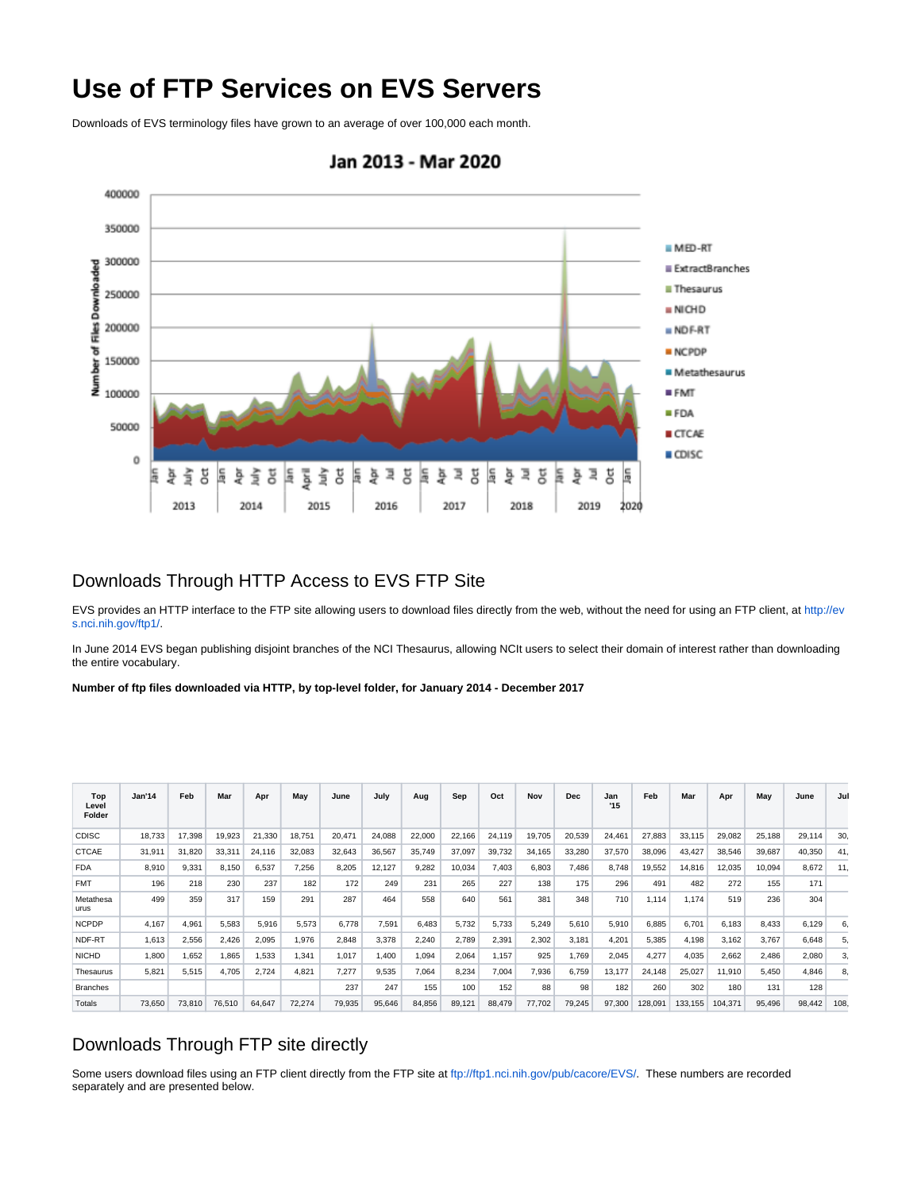# Use of FTP Services on EVS Servers

Downloads of EVS terminology files have grown to an average of over 100,000 each month.

Jan 2013 - Mar 2020

Number of Files Downloaded

400000
350000
300000
250000
200000
150000
100000
50000
0

Jan Apr July Oct Jan Apr July Oct Jan April July Oct Jan Apr Jul Oct Jan Apr Jul Oct Jan Apr Jul Oct Jan Apr Jul Oct Jan

2013 2014 2015 2016 2017 2018 2019 2020

MED-RT
ExtractBranches
Thesaurus
NICHD
NDF-RT
NCPDP
Metathesaurus
FMT
FDA
CTCAE
CDISC

## Downloads Through HTTP Access to EVS FTP Site

EVS provides an HTTP interface to the FTP site allowing users to download files directly from the web, without the need for using an FTP client, at http://evs.nci.nih.gov/ftp1/.

In June 2014 EVS began publishing disjoint branches of the NCI Thesaurus, allowing NCIt users to select their domain of interest rather than downloading the entire vocabulary.

**Number of ftp files downloaded via HTTP, by top-level folder, for January 2014 - December 2017**

| Top Level Folder | Jan'14 | Feb | Mar | Apr | May | June | July | Aug | Sep | Oct | Nov | Dec | Jan '15 | Feb | Mar | Apr | May | June | Jul |
|---|---|---|---|---|---|---|---|---|---|---|---|---|---|---|---|---|---|---|---|
| CDISC | 18,733 | 17,398 | 19,923 | 21,330 | 18,751 | 20,471 | 24,088 | 22,000 | 22,166 | 24,119 | 19,705 | 20,539 | 24,461 | 27,883 | 33,115 | 29,082 | 25,188 | 29,114 | 30, |
| CTCAE | 31,911 | 31,820 | 33,311 | 24,116 | 32,083 | 32,643 | 36,567 | 35,749 | 37,097 | 39,732 | 34,165 | 33,280 | 37,570 | 38,096 | 43,427 | 38,546 | 39,687 | 40,350 | 41, |
| FDA | 8,910 | 9,331 | 8,150 | 6,537 | 7,256 | 8,205 | 12,127 | 9,282 | 10,034 | 7,403 | 6,803 | 7,486 | 8,748 | 19,552 | 14,816 | 12,035 | 10,094 | 8,672 | 11, |
| FMT | 196 | 218 | 230 | 237 | 182 | 172 | 249 | 231 | 265 | 227 | 138 | 175 | 296 | 491 | 482 | 272 | 155 | 171 | |
| Metathesaurus | 499 | 359 | 317 | 159 | 291 | 287 | 464 | 558 | 640 | 561 | 381 | 348 | 710 | 1,114 | 1,174 | 519 | 236 | 304 | |
| NCPDP | 4,167 | 4,961 | 5,583 | 5,916 | 5,573 | 6,778 | 7,591 | 6,483 | 5,732 | 5,733 | 5,249 | 5,610 | 5,910 | 6,885 | 6,701 | 6,183 | 8,433 | 6,129 | 6, |
| NDF-RT | 1,613 | 2,556 | 2,426 | 2,095 | 1,976 | 2,848 | 3,378 | 2,240 | 2,789 | 2,391 | 2,302 | 3,181 | 4,201 | 5,385 | 4,198 | 3,162 | 3,767 | 6,648 | 5, |
| NICHD | 1,800 | 1,652 | 1,865 | 1,533 | 1,341 | 1,017 | 1,400 | 1,094 | 2,064 | 1,157 | 925 | 1,769 | 2,045 | 4,277 | 4,035 | 2,662 | 2,486 | 2,080 | 3, |
| Thesaurus | 5,821 | 5,515 | 4,705 | 2,724 | 4,821 | 7,277 | 9,535 | 7,064 | 8,234 | 7,004 | 7,936 | 6,759 | 13,177 | 24,148 | 25,027 | 11,910 | 5,450 | 4,846 | 8, |
| Branches | | | | | | 237 | 247 | 155 | 100 | 152 | 88 | 98 | 182 | 260 | 302 | 180 | 131 | 128 | |
| Totals | 73,650 | 73,810 | 76,510 | 64,647 | 72,274 | 79,935 | 95,646 | 84,856 | 89,121 | 88,479 | 77,702 | 79,245 | 97,300 | 128,091 | 133,155 | 104,371 | 95,496 | 98,442 | 108, |

## Downloads Through FTP site directly

Some users download files using an FTP client directly from the FTP site at ftp://ftp1.nci.nih.gov/pub/cacore/EVS/. These numbers are recorded separately and are presented below.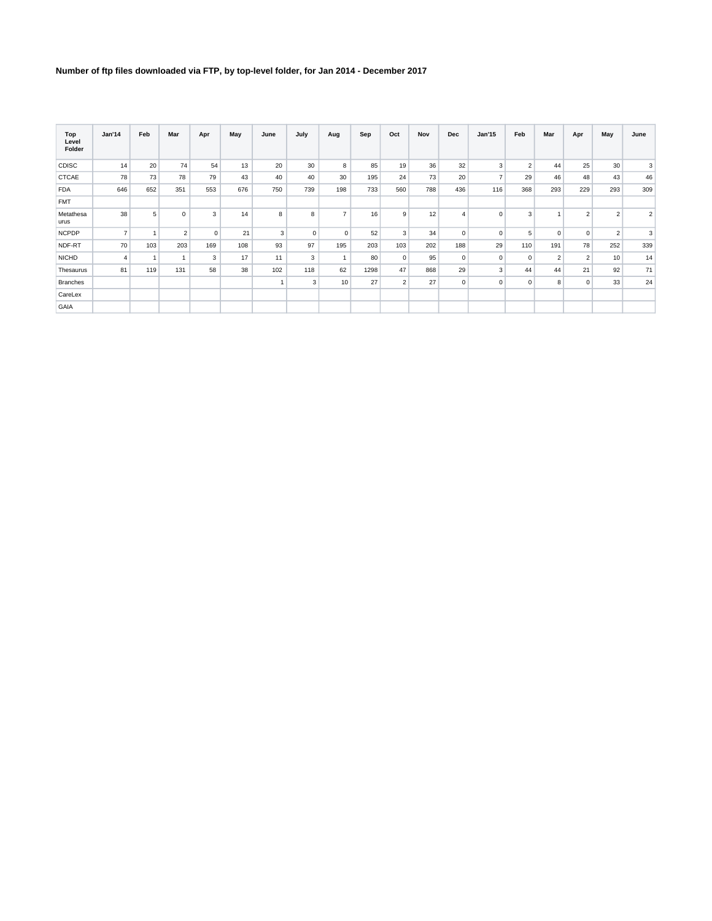**Number of ftp files downloaded via FTP, by top-level folder, for Jan 2014 - December 2017**

| Top Level Folder | Jan'14 | Feb | Mar | Apr | May | June | July | Aug | Sep | Oct | Nov | Dec | Jan'15 | Feb | Mar | Apr | May | June |
|---|---|---|---|---|---|---|---|---|---|---|---|---|---|---|---|---|---|---|
| CDISC | 14 | 20 | 74 | 54 | 13 | 20 | 30 | 8 | 85 | 19 | 36 | 32 | 3 | 2 | 44 | 25 | 30 | 3 |
| CTCAE | 78 | 73 | 78 | 79 | 43 | 40 | 40 | 30 | 195 | 24 | 73 | 20 | 7 | 29 | 46 | 48 | 43 | 46 |
| FDA | 646 | 652 | 351 | 553 | 676 | 750 | 739 | 198 | 733 | 560 | 788 | 436 | 116 | 368 | 293 | 229 | 293 | 309 |
| FMT | | | | | | | | | | | | | | | | | | |
| Metathesaurus | 38 | 5 | 0 | 3 | 14 | 8 | 8 | 7 | 16 | 9 | 12 | 4 | 0 | 3 | 1 | 2 | 2 | 2 |
| NCPDP | 7 | 1 | 2 | 0 | 21 | 3 | 0 | 0 | 52 | 3 | 34 | 0 | 0 | 5 | 0 | 0 | 2 | 3 |
| NDF-RT | 70 | 103 | 203 | 169 | 108 | 93 | 97 | 195 | 203 | 103 | 202 | 188 | 29 | 110 | 191 | 78 | 252 | 339 |
| NICHD | 4 | 1 | 1 | 3 | 17 | 11 | 3 | 1 | 80 | 0 | 95 | 0 | 0 | 0 | 2 | 2 | 10 | 14 |
| Thesaurus | 81 | 119 | 131 | 58 | 38 | 102 | 118 | 62 | 1298 | 47 | 868 | 29 | 3 | 44 | 44 | 21 | 92 | 71 |
| Branches | | | | | | 1 | 3 | 10 | 27 | 2 | 27 | 0 | 0 | 0 | 8 | 0 | 33 | 24 |
| CareLex | | | | | | | | | | | | | | | | | | |
| GAIA | | | | | | | | | | | | | | | | | | |